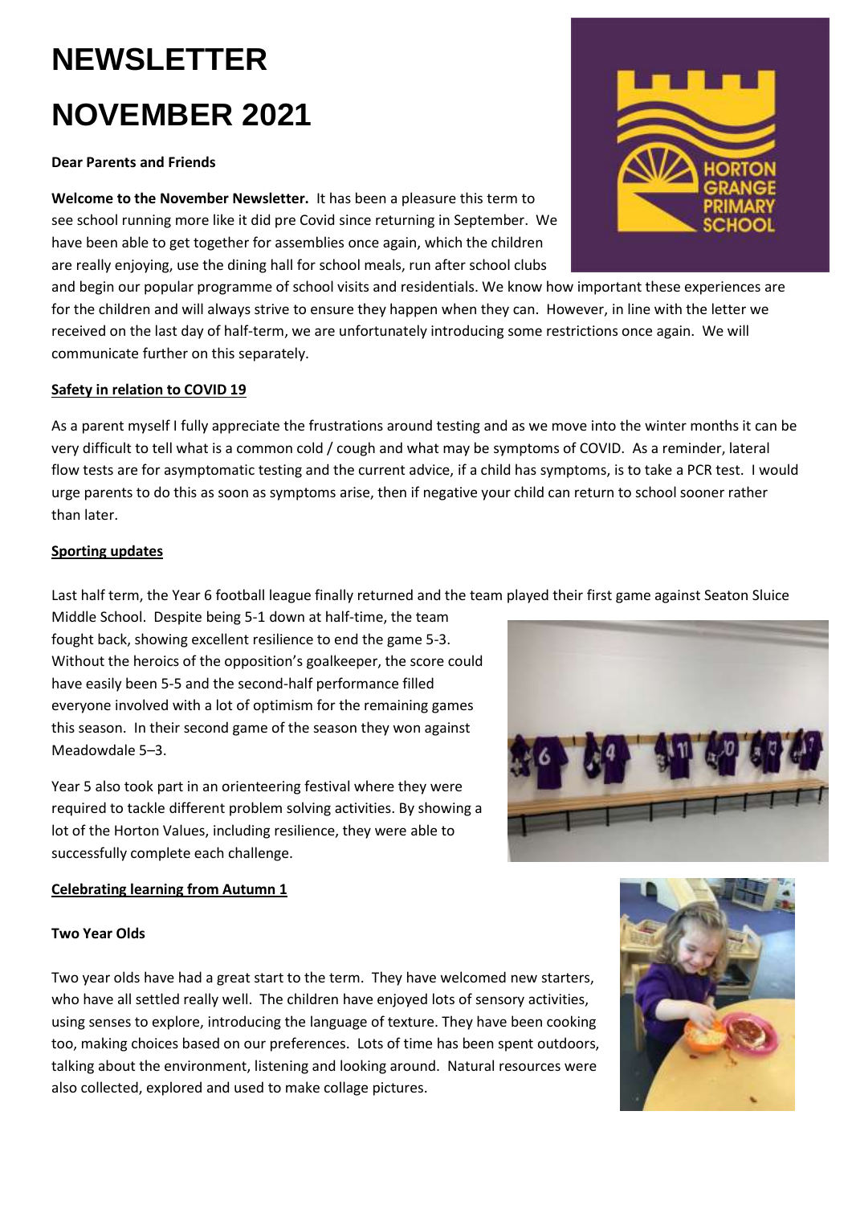# NEWSLETTER

# NOVEMBER 2021

**Dear Parents and Friends**

**Welcome to the November Newsletter.** It has been a pleasure this term to see school running more like it did pre Covid since returning in September. We have been able to get together for assemblies once again, which the children are really enjoying, use the dining hall for school meals, run after school clubs and begin our popular programme of school visits and residentials. We know how important these experiences are for the children and will always strive to ensure they happen when they can. However, in line with the letter we received on the last day of half-term, we are unfortunately introducing some restrictions once again. We will communicate further on this separately.

## Safety in relation to COVID 19

As a parent myself I fully appreciate the frustrations around testing and as we move into the winter months it can be very difficult to tell what is a common cold / cough and what may be symptoms of COVID. As a reminder, lateral flow tests are for asymptomatic testing and the current advice, if a child has symptoms, is to take a PCR test. I would urge parents to do this as soon as symptoms arise, then if negative your child can return to school sooner rather than later.

## Sporting updates

Last half term, the Year 6 football league finally returned and the team played their first game against Seaton Sluice Middle School. Despite being 5-1 down at half-time, the team fought back, showing excellent resilience to end the game 5-3. Without the heroics of the opposition's goalkeeper, the score could have easily been 5-5 and the second-half performance filled everyone involved with a lot of optimism for the remaining games this season. In their second game of the season they won against Meadowdale 5–3.

Year 5 also took part in an orienteering festival where they were required to tackle different problem solving activities. By showing a lot of the Horton Values, including resilience, they were able to successfully complete each challenge.

## Celebrating learning from Autumn 1

### Two Year Olds

Two year olds have had a great start to the term. They have welcomed new starters, who have all settled really well. The children have enjoyed lots of sensory activities, using senses to explore, introducing the language of texture. They have been cooking too, making choices based on our preferences. Lots of time has been spent outdoors, talking about the environment, listening and looking around. Natural resources were also collected, explored and used to make collage pictures.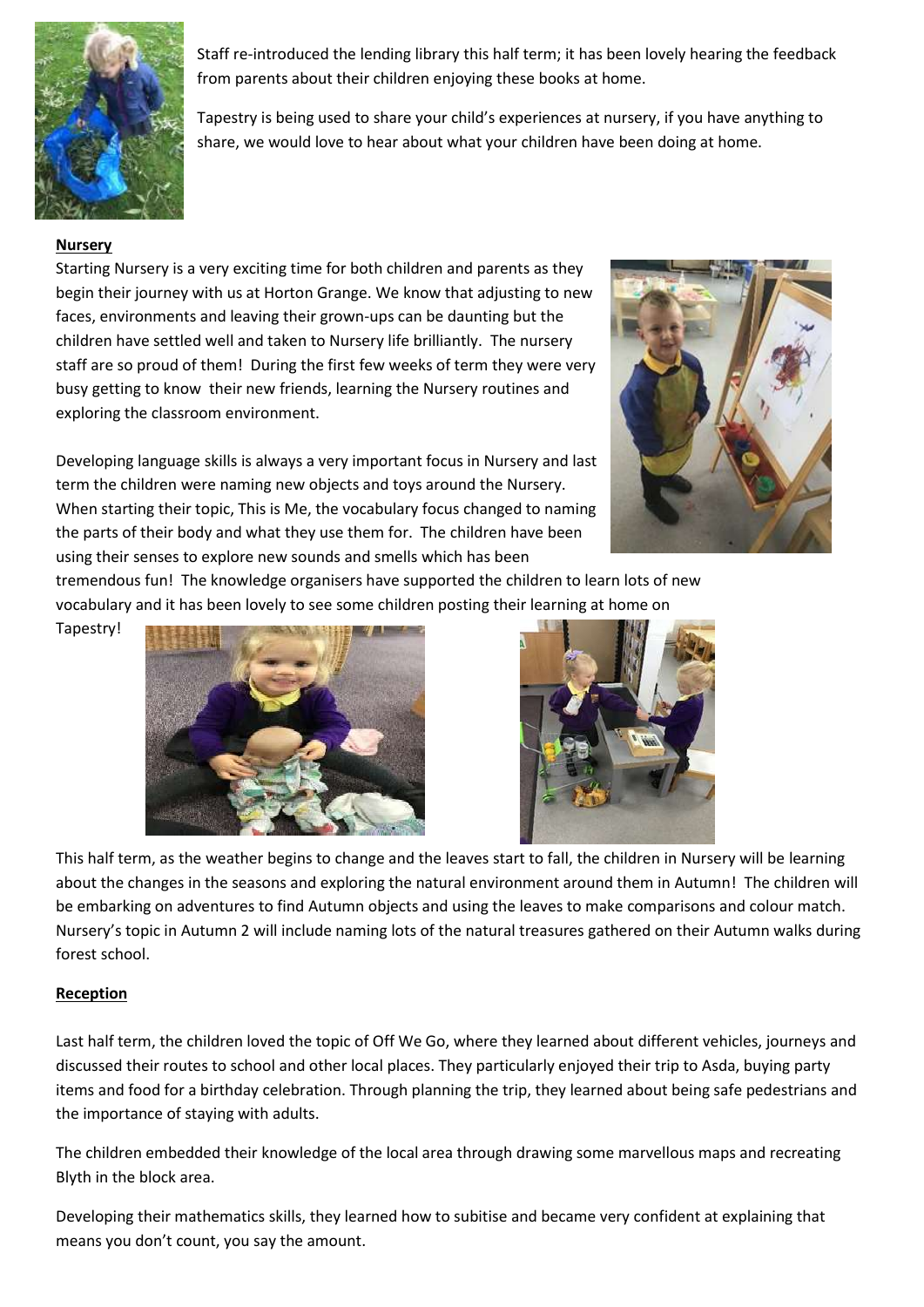Staff re-introduced the lending library this half term; it has been lovely hearing the feedback from parents about their children enjoying these books at home.

Tapestry is being used to share your child's experiences at nursery, if you have anything to share, we would love to hear about what your children have been doing at home.

**Nursery**

Starting Nursery is a very exciting time for both children and parents as they begin their journey with us at Horton Grange. We know that adjusting to new faces, environments and leaving their grown-ups can be daunting but the children have settled well and taken to Nursery life brilliantly. The nursery staff are so proud of them! During the first few weeks of term they were very busy getting to know their new friends, learning the Nursery routines and exploring the classroom environment.

Developing language skills is always a very important focus in Nursery and last term the children were naming new objects and toys around the Nursery. When starting their topic, This is Me, the vocabulary focus changed to naming the parts of their body and what they use them for. The children have been using their senses to explore new sounds and smells which has been tremendous fun! The knowledge organisers have supported the children to learn lots of new vocabulary and it has been lovely to see some children posting their learning at home on Tapestry!

This half term, as the weather begins to change and the leaves start to fall, the children in Nursery will be learning about the changes in the seasons and exploring the natural environment around them in Autumn! The children will be embarking on adventures to find Autumn objects and using the leaves to make comparisons and colour match. Nursery's topic in Autumn 2 will include naming lots of the natural treasures gathered on their Autumn walks during forest school.

**Reception**

Last half term, the children loved the topic of Off We Go, where they learned about different vehicles, journeys and discussed their routes to school and other local places. They particularly enjoyed their trip to Asda, buying party items and food for a birthday celebration. Through planning the trip, they learned about being safe pedestrians and the importance of staying with adults.

The children embedded their knowledge of the local area through drawing some marvellous maps and recreating Blyth in the block area.

Developing their mathematics skills, they learned how to subitise and became very confident at explaining that means you don't count, you say the amount.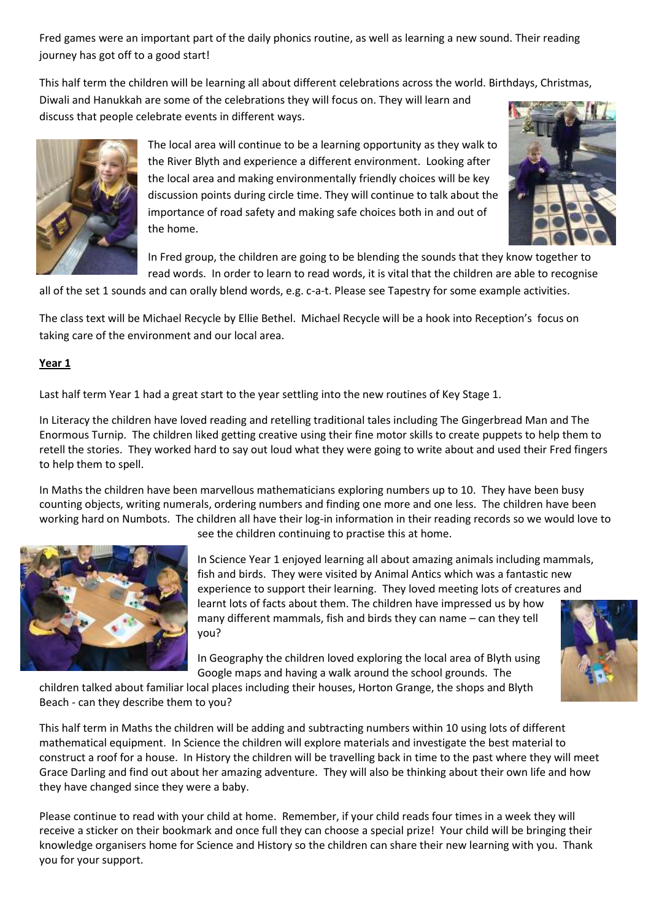Fred games were an important part of the daily phonics routine, as well as learning a new sound. Their reading journey has got off to a good start!

This half term the children will be learning all about different celebrations across the world. Birthdays, Christmas, Diwali and Hanukkah are some of the celebrations they will focus on. They will learn and discuss that people celebrate events in different ways.

The local area will continue to be a learning opportunity as they walk to the River Blyth and experience a different environment. Looking after the local area and making environmentally friendly choices will be key discussion points during circle time. They will continue to talk about the importance of road safety and making safe choices both in and out of the home.

In Fred group, the children are going to be blending the sounds that they know together to read words. In order to learn to read words, it is vital that the children are able to recognise all of the set 1 sounds and can orally blend words, e.g. c-a-t. Please see Tapestry for some example activities.

The class text will be Michael Recycle by Ellie Bethel. Michael Recycle will be a hook into Reception's focus on taking care of the environment and our local area.

**Year 1**

Last half term Year 1 had a great start to the year settling into the new routines of Key Stage 1.

In Literacy the children have loved reading and retelling traditional tales including The Gingerbread Man and The Enormous Turnip. The children liked getting creative using their fine motor skills to create puppets to help them to retell the stories. They worked hard to say out loud what they were going to write about and used their Fred fingers to help them to spell.

In Maths the children have been marvellous mathematicians exploring numbers up to 10. They have been busy counting objects, writing numerals, ordering numbers and finding one more and one less. The children have been working hard on Numbots. The children all have their log-in information in their reading records so we would love to see the children continuing to practise this at home.

In Science Year 1 enjoyed learning all about amazing animals including mammals, fish and birds. They were visited by Animal Antics which was a fantastic new experience to support their learning. They loved meeting lots of creatures and learnt lots of facts about them. The children have impressed us by how many different mammals, fish and birds they can name – can they tell you?

In Geography the children loved exploring the local area of Blyth using Google maps and having a walk around the school grounds. The children talked about familiar local places including their houses, Horton Grange, the shops and Blyth Beach - can they describe them to you?

This half term in Maths the children will be adding and subtracting numbers within 10 using lots of different mathematical equipment. In Science the children will explore materials and investigate the best material to construct a roof for a house. In History the children will be travelling back in time to the past where they will meet Grace Darling and find out about her amazing adventure. They will also be thinking about their own life and how they have changed since they were a baby.

Please continue to read with your child at home. Remember, if your child reads four times in a week they will receive a sticker on their bookmark and once full they can choose a special prize! Your child will be bringing their knowledge organisers home for Science and History so the children can share their new learning with you. Thank you for your support.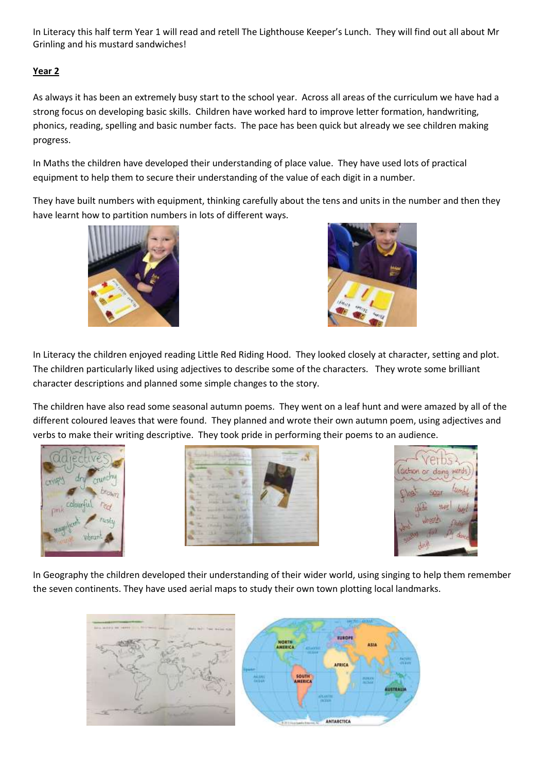In Literacy this half term Year 1 will read and retell The Lighthouse Keeper's Lunch. They will find out all about Mr Grinling and his mustard sandwiches!

## Year 2

As always it has been an extremely busy start to the school year. Across all areas of the curriculum we have had a strong focus on developing basic skills. Children have worked hard to improve letter formation, handwriting, phonics, reading, spelling and basic number facts. The pace has been quick but already we see children making progress.

In Maths the children have developed their understanding of place value. They have used lots of practical equipment to help them to secure their understanding of the value of each digit in a number.

They have built numbers with equipment, thinking carefully about the tens and units in the number and then they have learnt how to partition numbers in lots of different ways.

In Literacy the children enjoyed reading Little Red Riding Hood. They looked closely at character, setting and plot. The children particularly liked using adjectives to describe some of the characters. They wrote some brilliant character descriptions and planned some simple changes to the story.

The children have also read some seasonal autumn poems. They went on a leaf hunt and were amazed by all of the different coloured leaves that were found. They planned and wrote their own autumn poem, using adjectives and verbs to make their writing descriptive. They took pride in performing their poems to an audience.

In Geography the children developed their understanding of their wider world, using singing to help them remember the seven continents. They have used aerial maps to study their own town plotting local landmarks.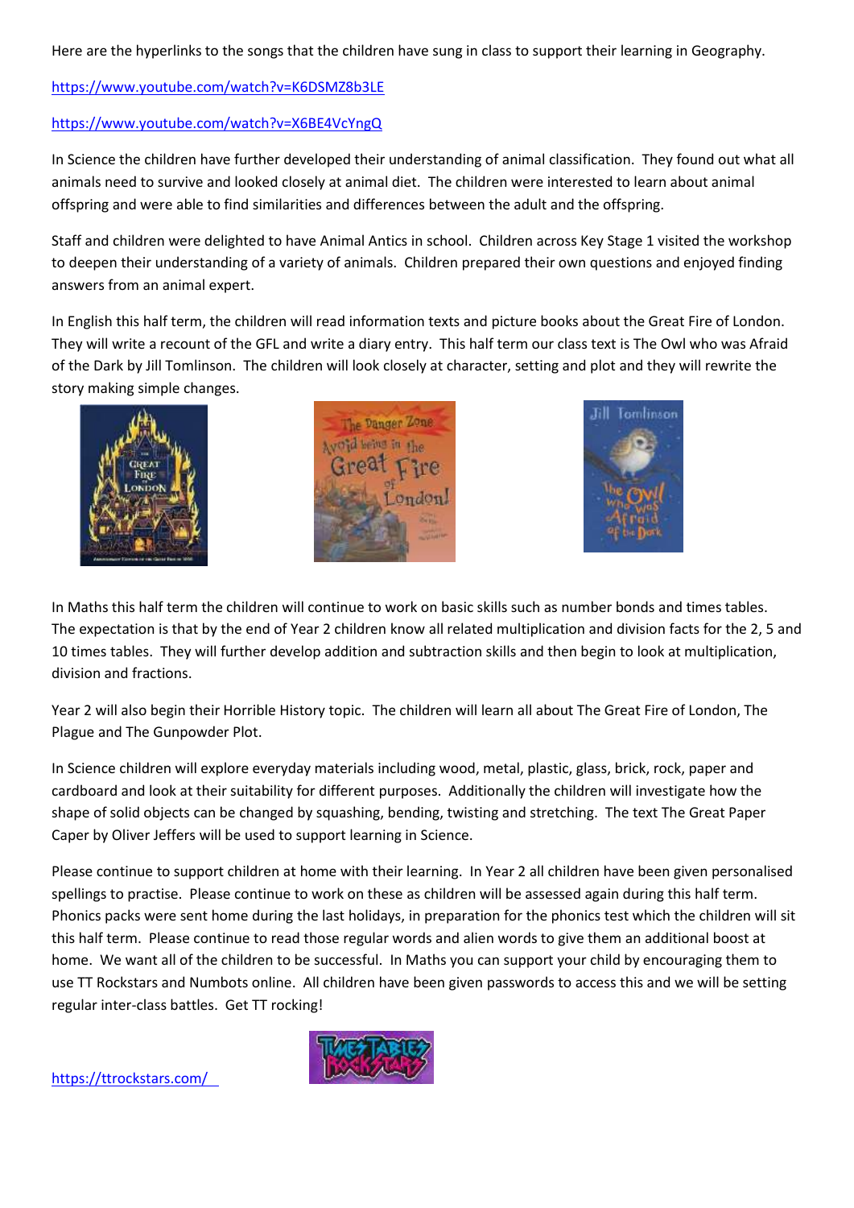Here are the hyperlinks to the songs that the children have sung in class to support their learning in Geography.

https://www.youtube.com/watch?v=K6DSMZ8b3LE

https://www.youtube.com/watch?v=X6BE4VcYngQ

In Science the children have further developed their understanding of animal classification. They found out what all animals need to survive and looked closely at animal diet. The children were interested to learn about animal offspring and were able to find similarities and differences between the adult and the offspring.

Staff and children were delighted to have Animal Antics in school. Children across Key Stage 1 visited the workshop to deepen their understanding of a variety of animals. Children prepared their own questions and enjoyed finding answers from an animal expert.

In English this half term, the children will read information texts and picture books about the Great Fire of London. They will write a recount of the GFL and write a diary entry. This half term our class text is The Owl who was Afraid of the Dark by Jill Tomlinson. The children will look closely at character, setting and plot and they will rewrite the story making simple changes.

In Maths this half term the children will continue to work on basic skills such as number bonds and times tables. The expectation is that by the end of Year 2 children know all related multiplication and division facts for the 2, 5 and 10 times tables. They will further develop addition and subtraction skills and then begin to look at multiplication, division and fractions.

Year 2 will also begin their Horrible History topic. The children will learn all about The Great Fire of London, The Plague and The Gunpowder Plot.

In Science children will explore everyday materials including wood, metal, plastic, glass, brick, rock, paper and cardboard and look at their suitability for different purposes. Additionally the children will investigate how the shape of solid objects can be changed by squashing, bending, twisting and stretching. The text The Great Paper Caper by Oliver Jeffers will be used to support learning in Science.

Please continue to support children at home with their learning. In Year 2 all children have been given personalised spellings to practise. Please continue to work on these as children will be assessed again during this half term. Phonics packs were sent home during the last holidays, in preparation for the phonics test which the children will sit this half term. Please continue to read those regular words and alien words to give them an additional boost at home. We want all of the children to be successful. In Maths you can support your child by encouraging them to use TT Rockstars and Numbots online. All children have been given passwords to access this and we will be setting regular inter-class battles. Get TT rocking!

https://ttrockstars.com/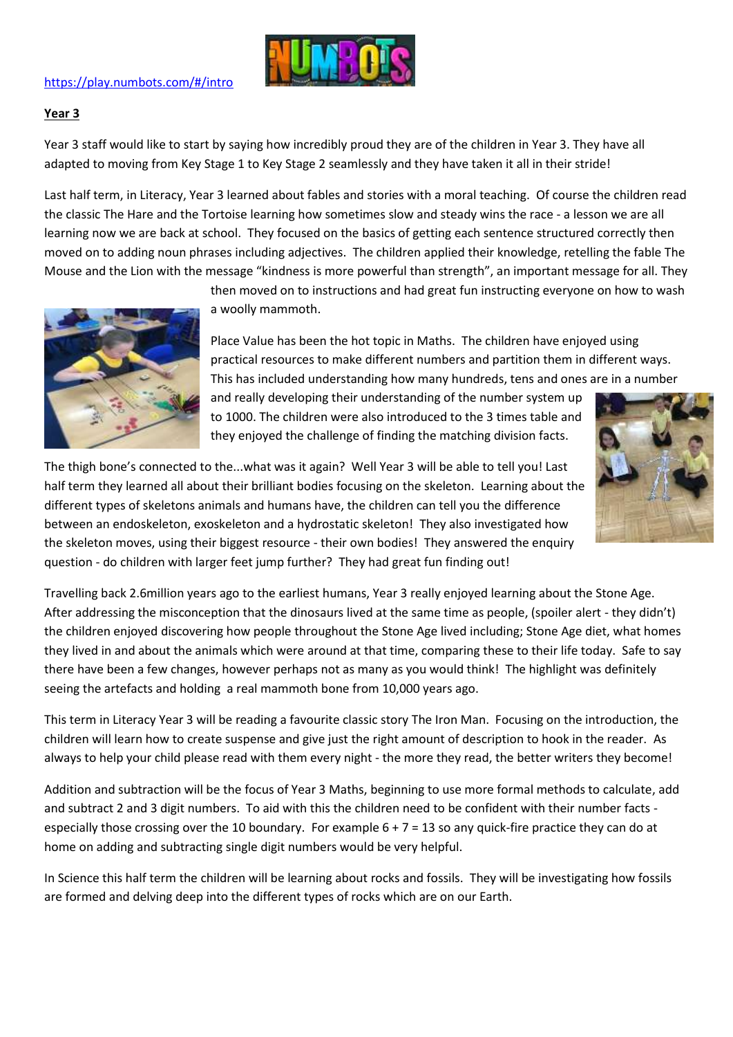https://play.numbots.com/#/intro

**Year 3**

Year 3 staff would like to start by saying how incredibly proud they are of the children in Year 3. They have all adapted to moving from Key Stage 1 to Key Stage 2 seamlessly and they have taken it all in their stride!

Last half term, in Literacy, Year 3 learned about fables and stories with a moral teaching. Of course the children read the classic The Hare and the Tortoise learning how sometimes slow and steady wins the race - a lesson we are all learning now we are back at school. They focused on the basics of getting each sentence structured correctly then moved on to adding noun phrases including adjectives. The children applied their knowledge, retelling the fable The Mouse and the Lion with the message "kindness is more powerful than strength", an important message for all. They then moved on to instructions and had great fun instructing everyone on how to wash a woolly mammoth.

Place Value has been the hot topic in Maths. The children have enjoyed using practical resources to make different numbers and partition them in different ways. This has included understanding how many hundreds, tens and ones are in a number and really developing their understanding of the number system up to 1000. The children were also introduced to the 3 times table and they enjoyed the challenge of finding the matching division facts.

The thigh bone's connected to the...what was it again? Well Year 3 will be able to tell you! Last half term they learned all about their brilliant bodies focusing on the skeleton. Learning about the different types of skeletons animals and humans have, the children can tell you the difference between an endoskeleton, exoskeleton and a hydrostatic skeleton! They also investigated how the skeleton moves, using their biggest resource - their own bodies! They answered the enquiry question - do children with larger feet jump further? They had great fun finding out!

Travelling back 2.6million years ago to the earliest humans, Year 3 really enjoyed learning about the Stone Age. After addressing the misconception that the dinosaurs lived at the same time as people, (spoiler alert - they didn't) the children enjoyed discovering how people throughout the Stone Age lived including; Stone Age diet, what homes they lived in and about the animals which were around at that time, comparing these to their life today. Safe to say there have been a few changes, however perhaps not as many as you would think! The highlight was definitely seeing the artefacts and holding a real mammoth bone from 10,000 years ago.

This term in Literacy Year 3 will be reading a favourite classic story The Iron Man. Focusing on the introduction, the children will learn how to create suspense and give just the right amount of description to hook in the reader. As always to help your child please read with them every night - the more they read, the better writers they become!

Addition and subtraction will be the focus of Year 3 Maths, beginning to use more formal methods to calculate, add and subtract 2 and 3 digit numbers. To aid with this the children need to be confident with their number facts - especially those crossing over the 10 boundary. For example 6 + 7 = 13 so any quick-fire practice they can do at home on adding and subtracting single digit numbers would be very helpful.

In Science this half term the children will be learning about rocks and fossils. They will be investigating how fossils are formed and delving deep into the different types of rocks which are on our Earth.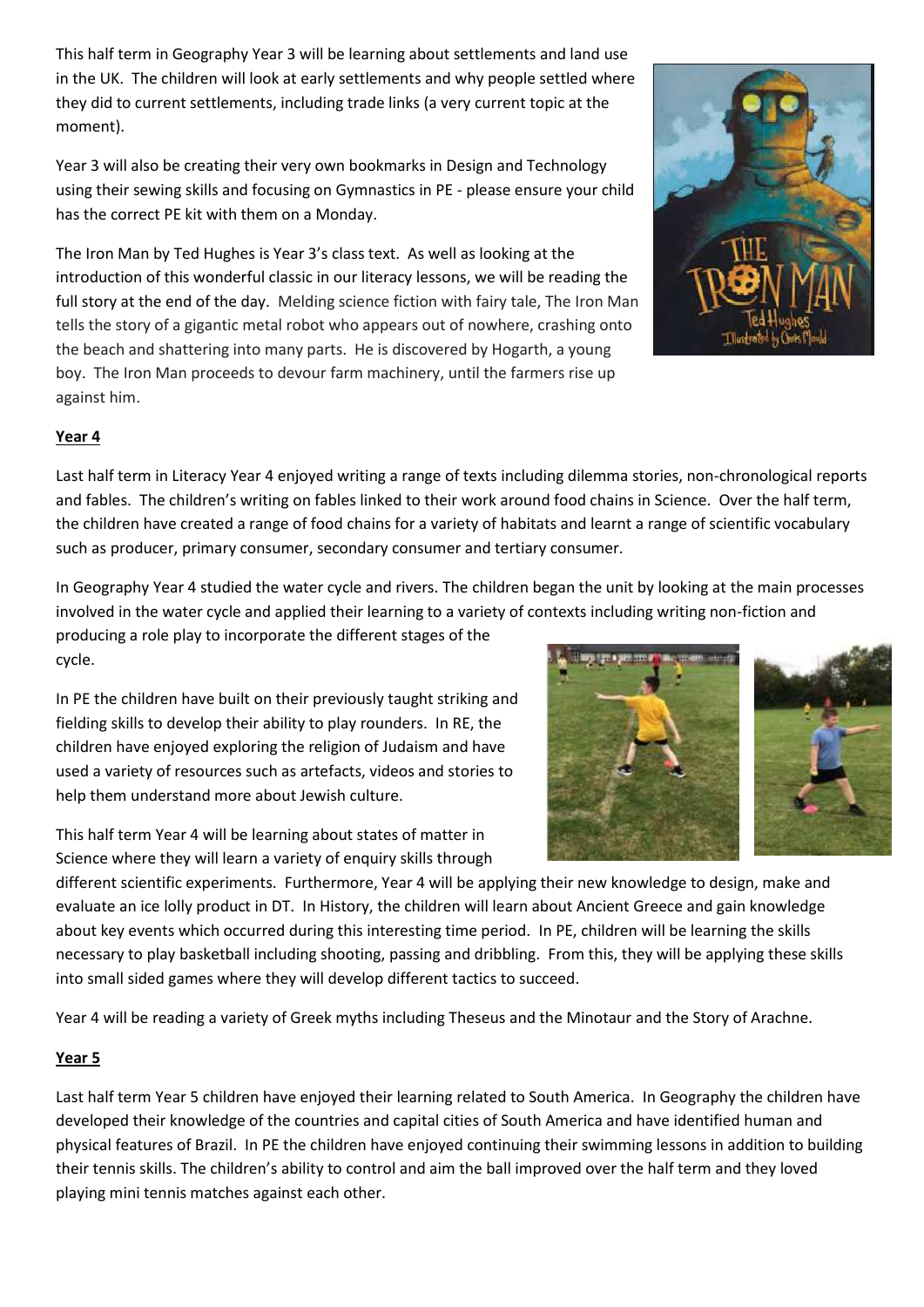This half term in Geography Year 3 will be learning about settlements and land use in the UK. The children will look at early settlements and why people settled where they did to current settlements, including trade links (a very current topic at the moment).

Year 3 will also be creating their very own bookmarks in Design and Technology using their sewing skills and focusing on Gymnastics in PE - please ensure your child has the correct PE kit with them on a Monday.

The Iron Man by Ted Hughes is Year 3's class text. As well as looking at the introduction of this wonderful classic in our literacy lessons, we will be reading the full story at the end of the day. Melding science fiction with fairy tale, The Iron Man tells the story of a gigantic metal robot who appears out of nowhere, crashing onto the beach and shattering into many parts. He is discovered by Hogarth, a young boy. The Iron Man proceeds to devour farm machinery, until the farmers rise up against him.

**Year 4**

Last half term in Literacy Year 4 enjoyed writing a range of texts including dilemma stories, non-chronological reports and fables. The children's writing on fables linked to their work around food chains in Science. Over the half term, the children have created a range of food chains for a variety of habitats and learnt a range of scientific vocabulary such as producer, primary consumer, secondary consumer and tertiary consumer.

In Geography Year 4 studied the water cycle and rivers. The children began the unit by looking at the main processes involved in the water cycle and applied their learning to a variety of contexts including writing non-fiction and producing a role play to incorporate the different stages of the cycle.

In PE the children have built on their previously taught striking and fielding skills to develop their ability to play rounders. In RE, the children have enjoyed exploring the religion of Judaism and have used a variety of resources such as artefacts, videos and stories to help them understand more about Jewish culture.

This half term Year 4 will be learning about states of matter in Science where they will learn a variety of enquiry skills through different scientific experiments. Furthermore, Year 4 will be applying their new knowledge to design, make and evaluate an ice lolly product in DT. In History, the children will learn about Ancient Greece and gain knowledge about key events which occurred during this interesting time period. In PE, children will be learning the skills necessary to play basketball including shooting, passing and dribbling. From this, they will be applying these skills into small sided games where they will develop different tactics to succeed.

Year 4 will be reading a variety of Greek myths including Theseus and the Minotaur and the Story of Arachne.

**Year 5**

Last half term Year 5 children have enjoyed their learning related to South America. In Geography the children have developed their knowledge of the countries and capital cities of South America and have identified human and physical features of Brazil. In PE the children have enjoyed continuing their swimming lessons in addition to building their tennis skills. The children's ability to control and aim the ball improved over the half term and they loved playing mini tennis matches against each other.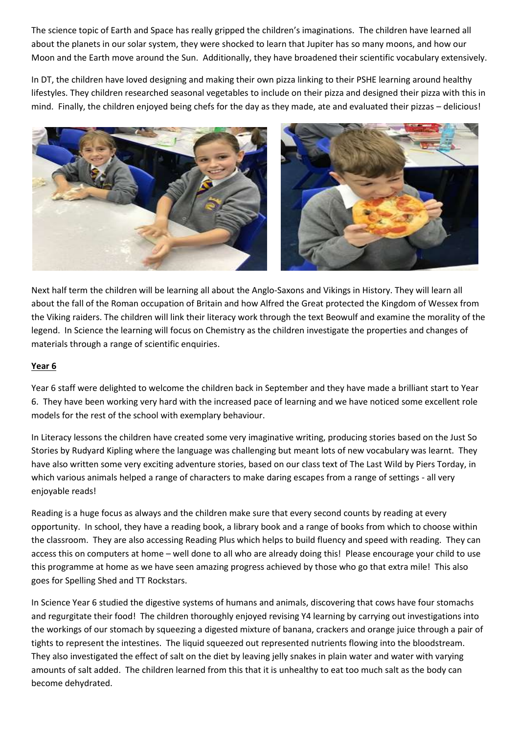The science topic of Earth and Space has really gripped the children's imaginations. The children have learned all about the planets in our solar system, they were shocked to learn that Jupiter has so many moons, and how our Moon and the Earth move around the Sun. Additionally, they have broadened their scientific vocabulary extensively.

In DT, the children have loved designing and making their own pizza linking to their PSHE learning around healthy lifestyles. They children researched seasonal vegetables to include on their pizza and designed their pizza with this in mind. Finally, the children enjoyed being chefs for the day as they made, ate and evaluated their pizzas – delicious!

Next half term the children will be learning all about the Anglo-Saxons and Vikings in History. They will learn all about the fall of the Roman occupation of Britain and how Alfred the Great protected the Kingdom of Wessex from the Viking raiders. The children will link their literacy work through the text Beowulf and examine the morality of the legend. In Science the learning will focus on Chemistry as the children investigate the properties and changes of materials through a range of scientific enquiries.

## Year 6

Year 6 staff were delighted to welcome the children back in September and they have made a brilliant start to Year 6. They have been working very hard with the increased pace of learning and we have noticed some excellent role models for the rest of the school with exemplary behaviour.

In Literacy lessons the children have created some very imaginative writing, producing stories based on the Just So Stories by Rudyard Kipling where the language was challenging but meant lots of new vocabulary was learnt. They have also written some very exciting adventure stories, based on our class text of The Last Wild by Piers Torday, in which various animals helped a range of characters to make daring escapes from a range of settings - all very enjoyable reads!

Reading is a huge focus as always and the children make sure that every second counts by reading at every opportunity. In school, they have a reading book, a library book and a range of books from which to choose within the classroom. They are also accessing Reading Plus which helps to build fluency and speed with reading. They can access this on computers at home – well done to all who are already doing this! Please encourage your child to use this programme at home as we have seen amazing progress achieved by those who go that extra mile! This also goes for Spelling Shed and TT Rockstars.

In Science Year 6 studied the digestive systems of humans and animals, discovering that cows have four stomachs and regurgitate their food! The children thoroughly enjoyed revising Y4 learning by carrying out investigations into the workings of our stomach by squeezing a digested mixture of banana, crackers and orange juice through a pair of tights to represent the intestines. The liquid squeezed out represented nutrients flowing into the bloodstream. They also investigated the effect of salt on the diet by leaving jelly snakes in plain water and water with varying amounts of salt added. The children learned from this that it is unhealthy to eat too much salt as the body can become dehydrated.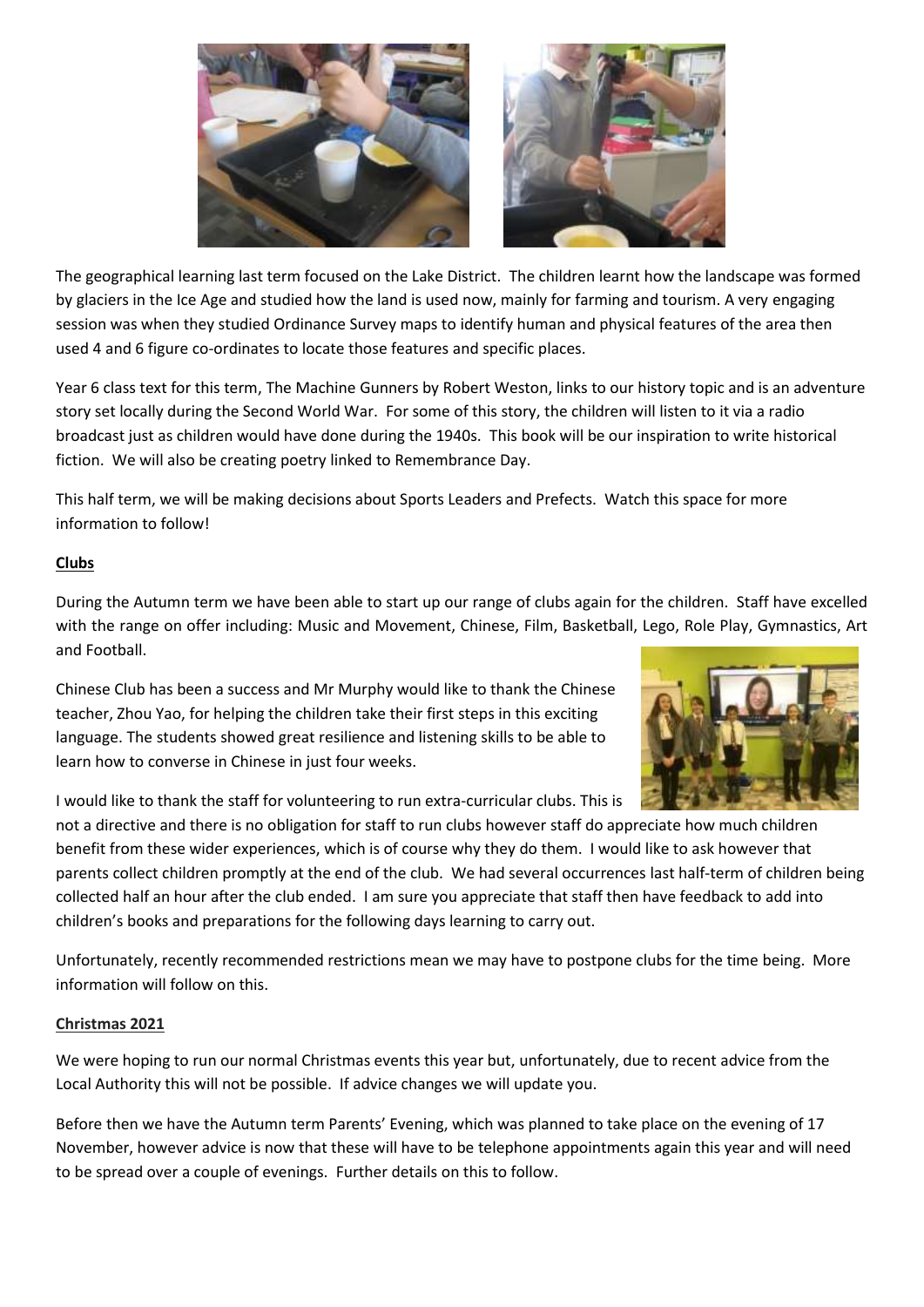The geographical learning last term focused on the Lake District. The children learnt how the landscape was formed by glaciers in the Ice Age and studied how the land is used now, mainly for farming and tourism. A very engaging session was when they studied Ordinance Survey maps to identify human and physical features of the area then used 4 and 6 figure co-ordinates to locate those features and specific places.

Year 6 class text for this term, The Machine Gunners by Robert Weston, links to our history topic and is an adventure story set locally during the Second World War. For some of this story, the children will listen to it via a radio broadcast just as children would have done during the 1940s. This book will be our inspiration to write historical fiction. We will also be creating poetry linked to Remembrance Day.

This half term, we will be making decisions about Sports Leaders and Prefects. Watch this space for more information to follow!

## Clubs

During the Autumn term we have been able to start up our range of clubs again for the children. Staff have excelled with the range on offer including: Music and Movement, Chinese, Film, Basketball, Lego, Role Play, Gymnastics, Art and Football.

Chinese Club has been a success and Mr Murphy would like to thank the Chinese teacher, Zhou Yao, for helping the children take their first steps in this exciting language. The students showed great resilience and listening skills to be able to learn how to converse in Chinese in just four weeks.

I would like to thank the staff for volunteering to run extra-curricular clubs. This is not a directive and there is no obligation for staff to run clubs however staff do appreciate how much children benefit from these wider experiences, which is of course why they do them. I would like to ask however that parents collect children promptly at the end of the club. We had several occurrences last half-term of children being collected half an hour after the club ended. I am sure you appreciate that staff then have feedback to add into children's books and preparations for the following days learning to carry out.

Unfortunately, recently recommended restrictions mean we may have to postpone clubs for the time being. More information will follow on this.

## Christmas 2021

We were hoping to run our normal Christmas events this year but, unfortunately, due to recent advice from the Local Authority this will not be possible. If advice changes we will update you.

Before then we have the Autumn term Parents' Evening, which was planned to take place on the evening of 17 November, however advice is now that these will have to be telephone appointments again this year and will need to be spread over a couple of evenings. Further details on this to follow.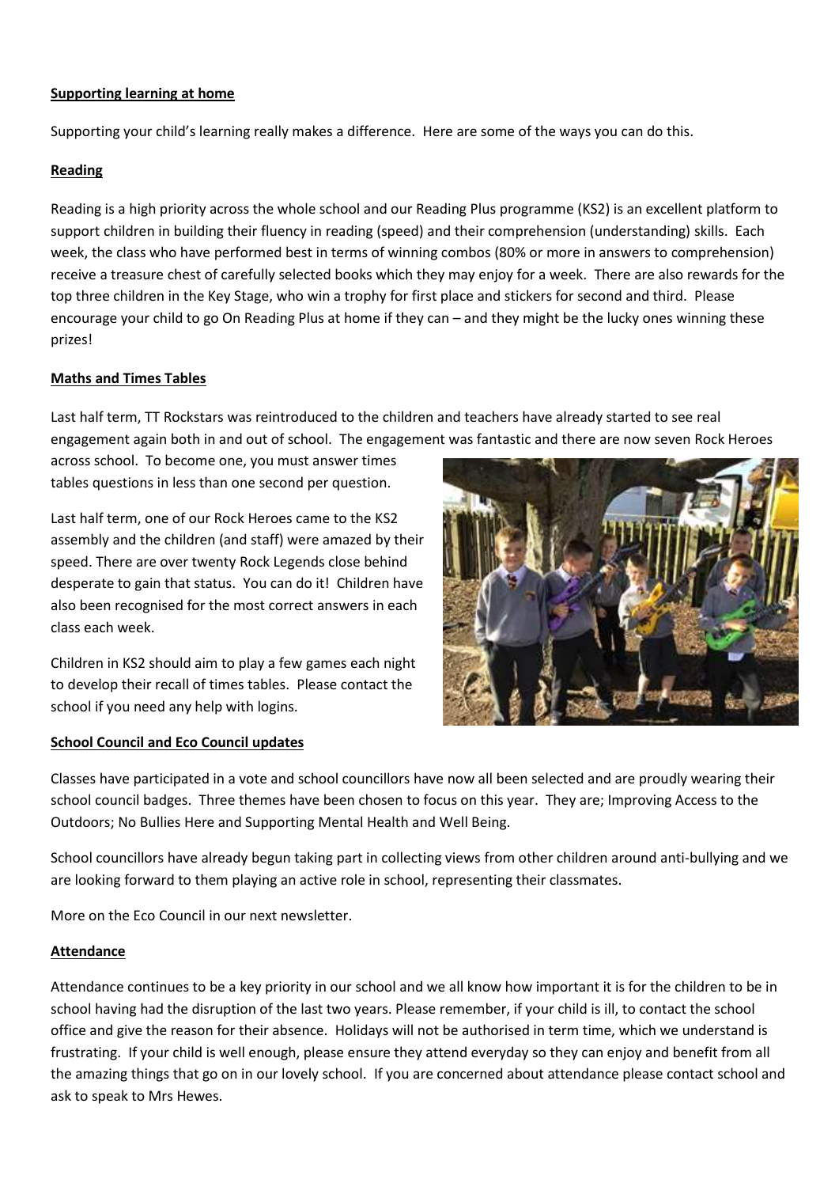**Supporting learning at home**

Supporting your child's learning really makes a difference. Here are some of the ways you can do this.

**Reading**

Reading is a high priority across the whole school and our Reading Plus programme (KS2) is an excellent platform to support children in building their fluency in reading (speed) and their comprehension (understanding) skills. Each week, the class who have performed best in terms of winning combos (80% or more in answers to comprehension) receive a treasure chest of carefully selected books which they may enjoy for a week. There are also rewards for the top three children in the Key Stage, who win a trophy for first place and stickers for second and third. Please encourage your child to go On Reading Plus at home if they can – and they might be the lucky ones winning these prizes!

**Maths and Times Tables**

Last half term, TT Rockstars was reintroduced to the children and teachers have already started to see real engagement again both in and out of school. The engagement was fantastic and there are now seven Rock Heroes across school. To become one, you must answer times tables questions in less than one second per question.

Last half term, one of our Rock Heroes came to the KS2 assembly and the children (and staff) were amazed by their speed. There are over twenty Rock Legends close behind desperate to gain that status. You can do it! Children have also been recognised for the most correct answers in each class each week.

Children in KS2 should aim to play a few games each night to develop their recall of times tables. Please contact the school if you need any help with logins.

**School Council and Eco Council updates**

Classes have participated in a vote and school councillors have now all been selected and are proudly wearing their school council badges. Three themes have been chosen to focus on this year. They are; Improving Access to the Outdoors; No Bullies Here and Supporting Mental Health and Well Being.

School councillors have already begun taking part in collecting views from other children around anti-bullying and we are looking forward to them playing an active role in school, representing their classmates.

More on the Eco Council in our next newsletter.

**Attendance**

Attendance continues to be a key priority in our school and we all know how important it is for the children to be in school having had the disruption of the last two years. Please remember, if your child is ill, to contact the school office and give the reason for their absence. Holidays will not be authorised in term time, which we understand is frustrating. If your child is well enough, please ensure they attend everyday so they can enjoy and benefit from all the amazing things that go on in our lovely school. If you are concerned about attendance please contact school and ask to speak to Mrs Hewes.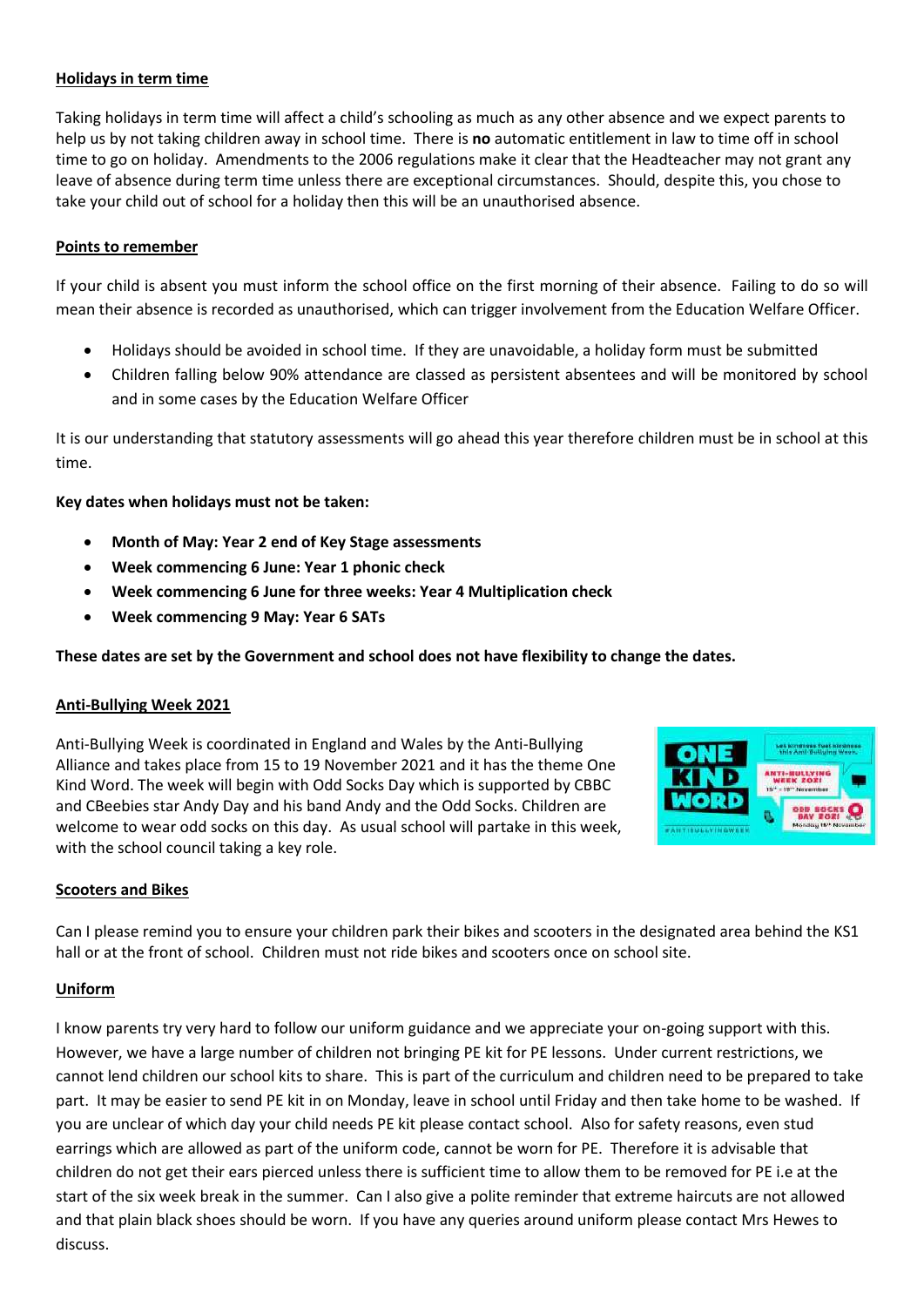**Holidays in term time**

Taking holidays in term time will affect a child's schooling as much as any other absence and we expect parents to help us by not taking children away in school time. There is **no** automatic entitlement in law to time off in school time to go on holiday. Amendments to the 2006 regulations make it clear that the Headteacher may not grant any leave of absence during term time unless there are exceptional circumstances. Should, despite this, you chose to take your child out of school for a holiday then this will be an unauthorised absence.

**Points to remember**

If your child is absent you must inform the school office on the first morning of their absence. Failing to do so will mean their absence is recorded as unauthorised, which can trigger involvement from the Education Welfare Officer.

- Holidays should be avoided in school time. If they are unavoidable, a holiday form must be submitted
- Children falling below 90% attendance are classed as persistent absentees and will be monitored by school and in some cases by the Education Welfare Officer

It is our understanding that statutory assessments will go ahead this year therefore children must be in school at this time.

**Key dates when holidays must not be taken:**

- **Month of May: Year 2 end of Key Stage assessments**
- **Week commencing 6 June: Year 1 phonic check**
- **Week commencing 6 June for three weeks: Year 4 Multiplication check**
- **Week commencing 9 May: Year 6 SATs**

**These dates are set by the Government and school does not have flexibility to change the dates.**

**Anti-Bullying Week 2021**

Anti-Bullying Week is coordinated in England and Wales by the Anti-Bullying Alliance and takes place from 15 to 19 November 2021 and it has the theme One Kind Word. The week will begin with Odd Socks Day which is supported by CBBC and CBeebies star Andy Day and his band Andy and the Odd Socks. Children are welcome to wear odd socks on this day. As usual school will partake in this week, with the school council taking a key role.

**Scooters and Bikes**

Can I please remind you to ensure your children park their bikes and scooters in the designated area behind the KS1 hall or at the front of school. Children must not ride bikes and scooters once on school site.

**Uniform**

I know parents try very hard to follow our uniform guidance and we appreciate your on-going support with this. However, we have a large number of children not bringing PE kit for PE lessons. Under current restrictions, we cannot lend children our school kits to share. This is part of the curriculum and children need to be prepared to take part. It may be easier to send PE kit in on Monday, leave in school until Friday and then take home to be washed. If you are unclear of which day your child needs PE kit please contact school. Also for safety reasons, even stud earrings which are allowed as part of the uniform code, cannot be worn for PE. Therefore it is advisable that children do not get their ears pierced unless there is sufficient time to allow them to be removed for PE i.e at the start of the six week break in the summer. Can I also give a polite reminder that extreme haircuts are not allowed and that plain black shoes should be worn. If you have any queries around uniform please contact Mrs Hewes to discuss.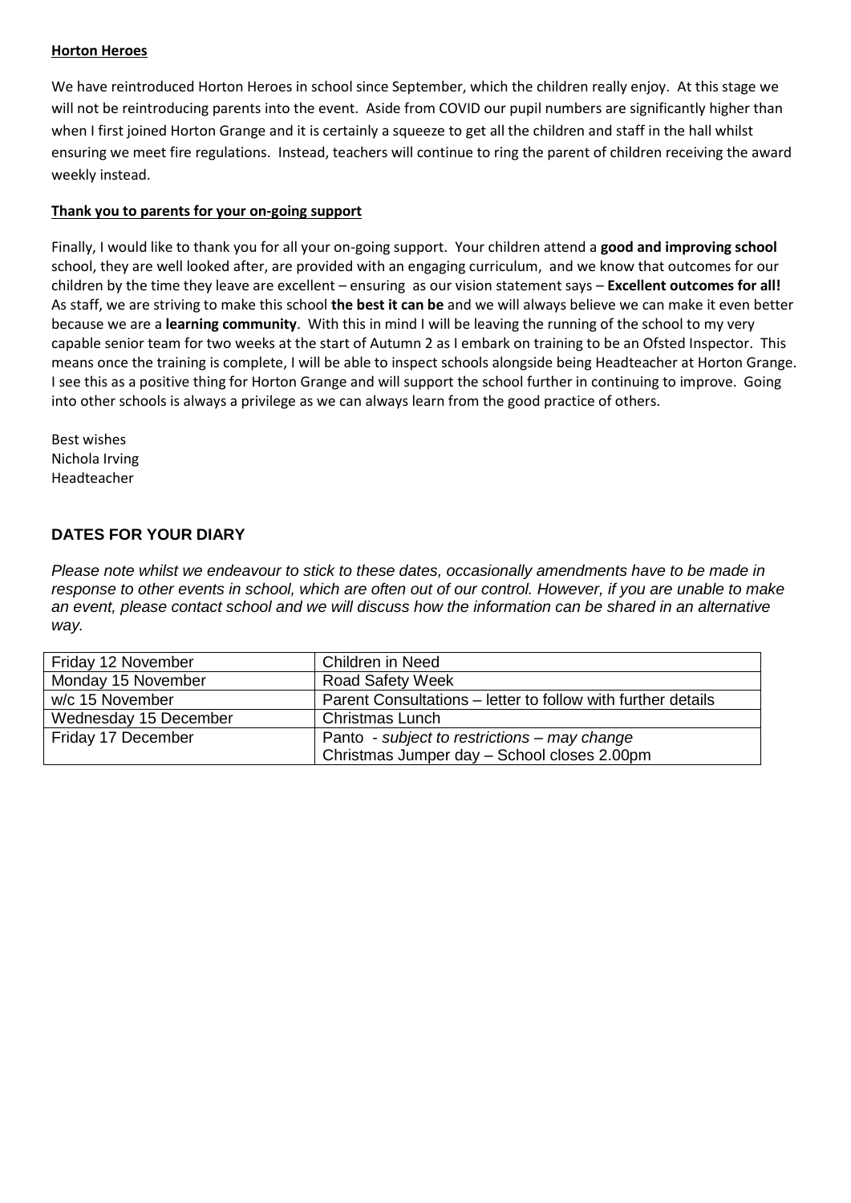**Horton Heroes**

We have reintroduced Horton Heroes in school since September, which the children really enjoy. At this stage we will not be reintroducing parents into the event. Aside from COVID our pupil numbers are significantly higher than when I first joined Horton Grange and it is certainly a squeeze to get all the children and staff in the hall whilst ensuring we meet fire regulations. Instead, teachers will continue to ring the parent of children receiving the award weekly instead.

**Thank you to parents for your on-going support**

Finally, I would like to thank you for all your on-going support. Your children attend a **good and improving school** school, they are well looked after, are provided with an engaging curriculum, and we know that outcomes for our children by the time they leave are excellent – ensuring as our vision statement says – **Excellent outcomes for all!** As staff, we are striving to make this school **the best it can be** and we will always believe we can make it even better because we are a **learning community**. With this in mind I will be leaving the running of the school to my very capable senior team for two weeks at the start of Autumn 2 as I embark on training to be an Ofsted Inspector. This means once the training is complete, I will be able to inspect schools alongside being Headteacher at Horton Grange. I see this as a positive thing for Horton Grange and will support the school further in continuing to improve. Going into other schools is always a privilege as we can always learn from the good practice of others.

Best wishes
Nichola Irving
Headteacher

## DATES FOR YOUR DIARY

*Please note whilst we endeavour to stick to these dates, occasionally amendments have to be made in response to other events in school, which are often out of our control. However, if you are unable to make an event, please contact school and we will discuss how the information can be shared in an alternative way.*

| | |
|---|---|
| Friday 12 November | Children in Need |
| Monday 15 November | Road Safety Week |
| w/c 15 November | Parent Consultations – letter to follow with further details |
| Wednesday 15 December | Christmas Lunch |
| Friday 17 December | Panto - *subject to restrictions – may change*<br>Christmas Jumper day – School closes 2.00pm |